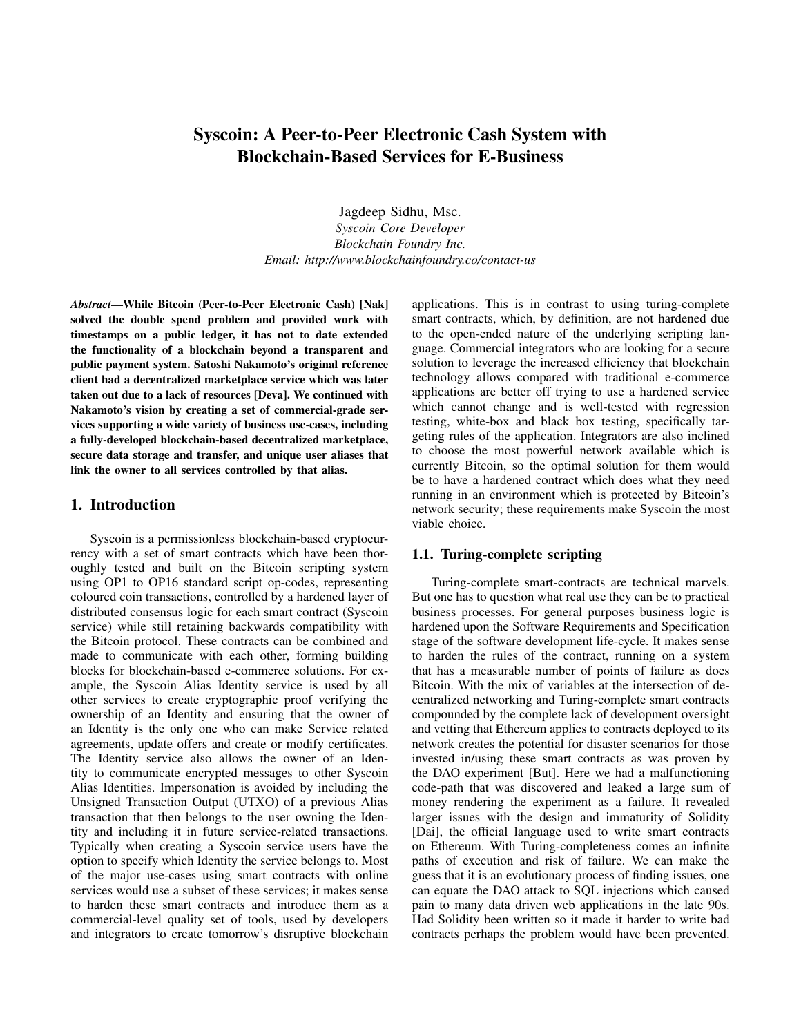# Syscoin: A Peer-to-Peer Electronic Cash System with Blockchain-Based Services for E-Business

Jagdeep Sidhu, Msc.
*Syscoin Core Developer*
*Blockchain Foundry Inc.*
*Email: http://www.blockchainfoundry.co/contact-us*

***Abstract*—While Bitcoin (Peer-to-Peer Electronic Cash) [Nak] solved the double spend problem and provided work with timestamps on a public ledger, it has not to date extended the functionality of a blockchain beyond a transparent and public payment system. Satoshi Nakamoto's original reference client had a decentralized marketplace service which was later taken out due to a lack of resources [Deva]. We continued with Nakamoto's vision by creating a set of commercial-grade services supporting a wide variety of business use-cases, including a fully-developed blockchain-based decentralized marketplace, secure data storage and transfer, and unique user aliases that link the owner to all services controlled by that alias.**

## 1. Introduction

Syscoin is a permissionless blockchain-based cryptocurrency with a set of smart contracts which have been thoroughly tested and built on the Bitcoin scripting system using OP1 to OP16 standard script op-codes, representing coloured coin transactions, controlled by a hardened layer of distributed consensus logic for each smart contract (Syscoin service) while still retaining backwards compatibility with the Bitcoin protocol. These contracts can be combined and made to communicate with each other, forming building blocks for blockchain-based e-commerce solutions. For example, the Syscoin Alias Identity service is used by all other services to create cryptographic proof verifying the ownership of an Identity and ensuring that the owner of an Identity is the only one who can make Service related agreements, update offers and create or modify certificates. The Identity service also allows the owner of an Identity to communicate encrypted messages to other Syscoin Alias Identities. Impersonation is avoided by including the Unsigned Transaction Output (UTXO) of a previous Alias transaction that then belongs to the user owning the Identity and including it in future service-related transactions. Typically when creating a Syscoin service users have the option to specify which Identity the service belongs to. Most of the major use-cases using smart contracts with online services would use a subset of these services; it makes sense to harden these smart contracts and introduce them as a commercial-level quality set of tools, used by developers and integrators to create tomorrow's disruptive blockchain applications. This is in contrast to using turing-complete smart contracts, which, by definition, are not hardened due to the open-ended nature of the underlying scripting language. Commercial integrators who are looking for a secure solution to leverage the increased efficiency that blockchain technology allows compared with traditional e-commerce applications are better off trying to use a hardened service which cannot change and is well-tested with regression testing, white-box and black box testing, specifically targeting rules of the application. Integrators are also inclined to choose the most powerful network available which is currently Bitcoin, so the optimal solution for them would be to have a hardened contract which does what they need running in an environment which is protected by Bitcoin's network security; these requirements make Syscoin the most viable choice.

### 1.1. Turing-complete scripting

Turing-complete smart-contracts are technical marvels. But one has to question what real use they can be to practical business processes. For general purposes business logic is hardened upon the Software Requirements and Specification stage of the software development life-cycle. It makes sense to harden the rules of the contract, running on a system that has a measurable number of points of failure as does Bitcoin. With the mix of variables at the intersection of decentralized networking and Turing-complete smart contracts compounded by the complete lack of development oversight and vetting that Ethereum applies to contracts deployed to its network creates the potential for disaster scenarios for those invested in/using these smart contracts as was proven by the DAO experiment [But]. Here we had a malfunctioning code-path that was discovered and leaked a large sum of money rendering the experiment as a failure. It revealed larger issues with the design and immaturity of Solidity [Dai], the official language used to write smart contracts on Ethereum. With Turing-completeness comes an infinite paths of execution and risk of failure. We can make the guess that it is an evolutionary process of finding issues, one can equate the DAO attack to SQL injections which caused pain to many data driven web applications in the late 90s. Had Solidity been written so it made it harder to write bad contracts perhaps the problem would have been prevented.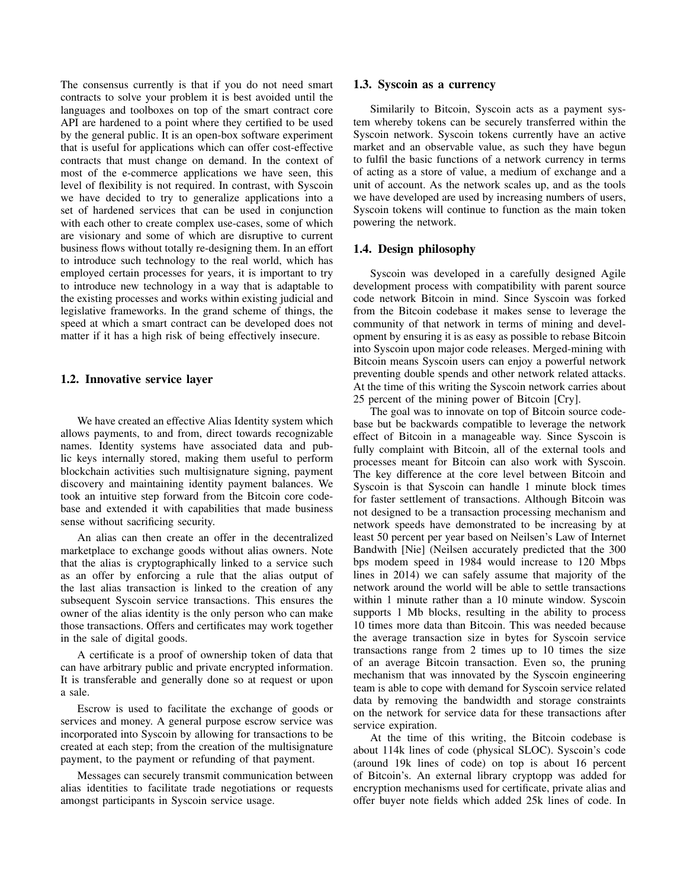The consensus currently is that if you do not need smart contracts to solve your problem it is best avoided until the languages and toolboxes on top of the smart contract core API are hardened to a point where they certified to be used by the general public. It is an open-box software experiment that is useful for applications which can offer cost-effective contracts that must change on demand. In the context of most of the e-commerce applications we have seen, this level of flexibility is not required. In contrast, with Syscoin we have decided to try to generalize applications into a set of hardened services that can be used in conjunction with each other to create complex use-cases, some of which are visionary and some of which are disruptive to current business flows without totally re-designing them. In an effort to introduce such technology to the real world, which has employed certain processes for years, it is important to try to introduce new technology in a way that is adaptable to the existing processes and works within existing judicial and legislative frameworks. In the grand scheme of things, the speed at which a smart contract can be developed does not matter if it has a high risk of being effectively insecure.

### 1.2. Innovative service layer

We have created an effective Alias Identity system which allows payments, to and from, direct towards recognizable names. Identity systems have associated data and public keys internally stored, making them useful to perform blockchain activities such multisignature signing, payment discovery and maintaining identity payment balances. We took an intuitive step forward from the Bitcoin core codebase and extended it with capabilities that made business sense without sacrificing security.

An alias can then create an offer in the decentralized marketplace to exchange goods without alias owners. Note that the alias is cryptographically linked to a service such as an offer by enforcing a rule that the alias output of the last alias transaction is linked to the creation of any subsequent Syscoin service transactions. This ensures the owner of the alias identity is the only person who can make those transactions. Offers and certificates may work together in the sale of digital goods.

A certificate is a proof of ownership token of data that can have arbitrary public and private encrypted information. It is transferable and generally done so at request or upon a sale.

Escrow is used to facilitate the exchange of goods or services and money. A general purpose escrow service was incorporated into Syscoin by allowing for transactions to be created at each step; from the creation of the multisignature payment, to the payment or refunding of that payment.

Messages can securely transmit communication between alias identities to facilitate trade negotiations or requests amongst participants in Syscoin service usage.

### 1.3. Syscoin as a currency

Similarily to Bitcoin, Syscoin acts as a payment system whereby tokens can be securely transferred within the Syscoin network. Syscoin tokens currently have an active market and an observable value, as such they have begun to fulfil the basic functions of a network currency in terms of acting as a store of value, a medium of exchange and a unit of account. As the network scales up, and as the tools we have developed are used by increasing numbers of users, Syscoin tokens will continue to function as the main token powering the network.

### 1.4. Design philosophy

Syscoin was developed in a carefully designed Agile development process with compatibility with parent source code network Bitcoin in mind. Since Syscoin was forked from the Bitcoin codebase it makes sense to leverage the community of that network in terms of mining and development by ensuring it is as easy as possible to rebase Bitcoin into Syscoin upon major code releases. Merged-mining with Bitcoin means Syscoin users can enjoy a powerful network preventing double spends and other network related attacks. At the time of this writing the Syscoin network carries about 25 percent of the mining power of Bitcoin [Cry].

The goal was to innovate on top of Bitcoin source codebase but be backwards compatible to leverage the network effect of Bitcoin in a manageable way. Since Syscoin is fully complaint with Bitcoin, all of the external tools and processes meant for Bitcoin can also work with Syscoin. The key difference at the core level between Bitcoin and Syscoin is that Syscoin can handle 1 minute block times for faster settlement of transactions. Although Bitcoin was not designed to be a transaction processing mechanism and network speeds have demonstrated to be increasing by at least 50 percent per year based on Neilsen's Law of Internet Bandwith [Nie] (Neilsen accurately predicted that the 300 bps modem speed in 1984 would increase to 120 Mbps lines in 2014) we can safely assume that majority of the network around the world will be able to settle transactions within 1 minute rather than a 10 minute window. Syscoin supports 1 Mb blocks, resulting in the ability to process 10 times more data than Bitcoin. This was needed because the average transaction size in bytes for Syscoin service transactions range from 2 times up to 10 times the size of an average Bitcoin transaction. Even so, the pruning mechanism that was innovated by the Syscoin engineering team is able to cope with demand for Syscoin service related data by removing the bandwidth and storage constraints on the network for service data for these transactions after service expiration.

At the time of this writing, the Bitcoin codebase is about 114k lines of code (physical SLOC). Syscoin's code (around 19k lines of code) on top is about 16 percent of Bitcoin's. An external library cryptopp was added for encryption mechanisms used for certificate, private alias and offer buyer note fields which added 25k lines of code. In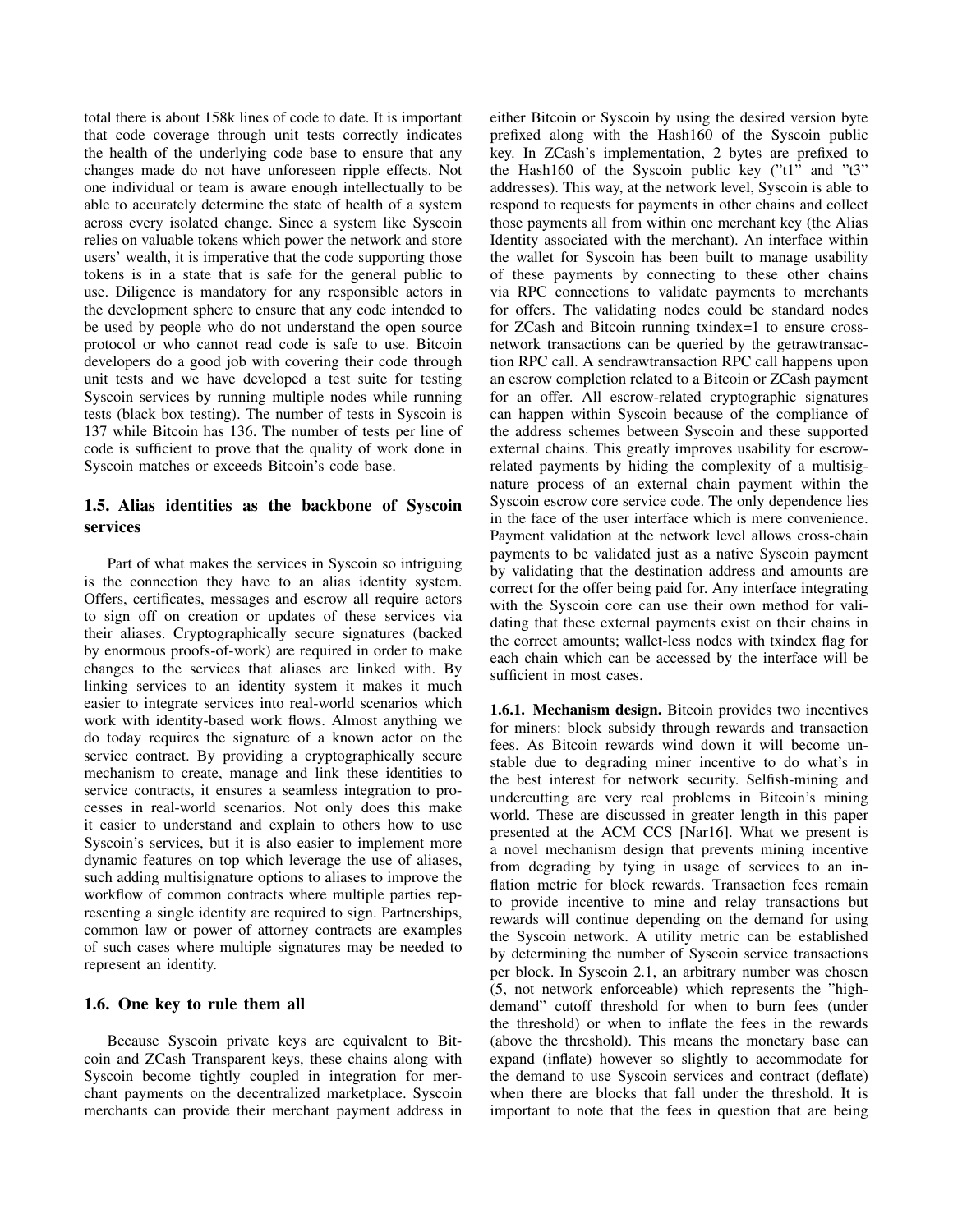total there is about 158k lines of code to date. It is important that code coverage through unit tests correctly indicates the health of the underlying code base to ensure that any changes made do not have unforeseen ripple effects. Not one individual or team is aware enough intellectually to be able to accurately determine the state of health of a system across every isolated change. Since a system like Syscoin relies on valuable tokens which power the network and store users' wealth, it is imperative that the code supporting those tokens is in a state that is safe for the general public to use. Diligence is mandatory for any responsible actors in the development sphere to ensure that any code intended to be used by people who do not understand the open source protocol or who cannot read code is safe to use. Bitcoin developers do a good job with covering their code through unit tests and we have developed a test suite for testing Syscoin services by running multiple nodes while running tests (black box testing). The number of tests in Syscoin is 137 while Bitcoin has 136. The number of tests per line of code is sufficient to prove that the quality of work done in Syscoin matches or exceeds Bitcoin's code base.

### 1.5. Alias identities as the backbone of Syscoin services

Part of what makes the services in Syscoin so intriguing is the connection they have to an alias identity system. Offers, certificates, messages and escrow all require actors to sign off on creation or updates of these services via their aliases. Cryptographically secure signatures (backed by enormous proofs-of-work) are required in order to make changes to the services that aliases are linked with. By linking services to an identity system it makes it much easier to integrate services into real-world scenarios which work with identity-based work flows. Almost anything we do today requires the signature of a known actor on the service contract. By providing a cryptographically secure mechanism to create, manage and link these identities to service contracts, it ensures a seamless integration to processes in real-world scenarios. Not only does this make it easier to understand and explain to others how to use Syscoin's services, but it is also easier to implement more dynamic features on top which leverage the use of aliases, such adding multisignature options to aliases to improve the workflow of common contracts where multiple parties representing a single identity are required to sign. Partnerships, common law or power of attorney contracts are examples of such cases where multiple signatures may be needed to represent an identity.

### 1.6. One key to rule them all

Because Syscoin private keys are equivalent to Bitcoin and ZCash Transparent keys, these chains along with Syscoin become tightly coupled in integration for merchant payments on the decentralized marketplace. Syscoin merchants can provide their merchant payment address in either Bitcoin or Syscoin by using the desired version byte prefixed along with the Hash160 of the Syscoin public key. In ZCash's implementation, 2 bytes are prefixed to the Hash160 of the Syscoin public key ("t1" and "t3" addresses). This way, at the network level, Syscoin is able to respond to requests for payments in other chains and collect those payments all from within one merchant key (the Alias Identity associated with the merchant). An interface within the wallet for Syscoin has been built to manage usability of these payments by connecting to these other chains via RPC connections to validate payments to merchants for offers. The validating nodes could be standard nodes for ZCash and Bitcoin running txindex=1 to ensure cross-network transactions can be queried by the getrawtransaction RPC call. A sendrawtransaction RPC call happens upon an escrow completion related to a Bitcoin or ZCash payment for an offer. All escrow-related cryptographic signatures can happen within Syscoin because of the compliance of the address schemes between Syscoin and these supported external chains. This greatly improves usability for escrow-related payments by hiding the complexity of a multisignature process of an external chain payment within the Syscoin escrow core service code. The only dependence lies in the face of the user interface which is mere convenience. Payment validation at the network level allows cross-chain payments to be validated just as a native Syscoin payment by validating that the destination address and amounts are correct for the offer being paid for. Any interface integrating with the Syscoin core can use their own method for validating that these external payments exist on their chains in the correct amounts; wallet-less nodes with txindex flag for each chain which can be accessed by the interface will be sufficient in most cases.

**1.6.1. Mechanism design.** Bitcoin provides two incentives for miners: block subsidy through rewards and transaction fees. As Bitcoin rewards wind down it will become unstable due to degrading miner incentive to do what's in the best interest for network security. Selfish-mining and undercutting are very real problems in Bitcoin's mining world. These are discussed in greater length in this paper presented at the ACM CCS [Nar16]. What we present is a novel mechanism design that prevents mining incentive from degrading by tying in usage of services to an inflation metric for block rewards. Transaction fees remain to provide incentive to mine and relay transactions but rewards will continue depending on the demand for using the Syscoin network. A utility metric can be established by determining the number of Syscoin service transactions per block. In Syscoin 2.1, an arbitrary number was chosen (5, not network enforceable) which represents the "high-demand" cutoff threshold for when to burn fees (under the threshold) or when to inflate the fees in the rewards (above the threshold). This means the monetary base can expand (inflate) however so slightly to accommodate for the demand to use Syscoin services and contract (deflate) when there are blocks that fall under the threshold. It is important to note that the fees in question that are being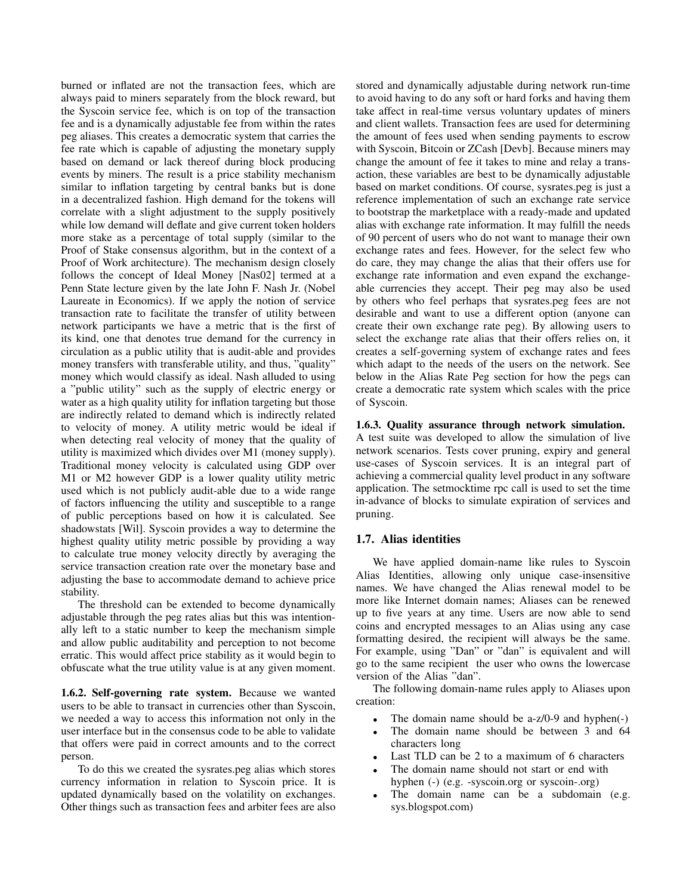burned or inflated are not the transaction fees, which are always paid to miners separately from the block reward, but the Syscoin service fee, which is on top of the transaction fee and is a dynamically adjustable fee from within the rates peg aliases. This creates a democratic system that carries the fee rate which is capable of adjusting the monetary supply based on demand or lack thereof during block producing events by miners. The result is a price stability mechanism similar to inflation targeting by central banks but is done in a decentralized fashion. High demand for the tokens will correlate with a slight adjustment to the supply positively while low demand will deflate and give current token holders more stake as a percentage of total supply (similar to the Proof of Stake consensus algorithm, but in the context of a Proof of Work architecture). The mechanism design closely follows the concept of Ideal Money [Nas02] termed at a Penn State lecture given by the late John F. Nash Jr. (Nobel Laureate in Economics). If we apply the notion of service transaction rate to facilitate the transfer of utility between network participants we have a metric that is the first of its kind, one that denotes true demand for the currency in circulation as a public utility that is audit-able and provides money transfers with transferable utility, and thus, "quality" money which would classify as ideal. Nash alluded to using a "public utility" such as the supply of electric energy or water as a high quality utility for inflation targeting but those are indirectly related to demand which is indirectly related to velocity of money. A utility metric would be ideal if when detecting real velocity of money that the quality of utility is maximized which divides over M1 (money supply). Traditional money velocity is calculated using GDP over M1 or M2 however GDP is a lower quality utility metric used which is not publicly audit-able due to a wide range of factors influencing the utility and susceptible to a range of public perceptions based on how it is calculated. See shadowstats [Wil]. Syscoin provides a way to determine the highest quality utility metric possible by providing a way to calculate true money velocity directly by averaging the service transaction creation rate over the monetary base and adjusting the base to accommodate demand to achieve price stability.

The threshold can be extended to become dynamically adjustable through the peg rates alias but this was intentionally left to a static number to keep the mechanism simple and allow public auditability and perception to not become erratic. This would affect price stability as it would begin to obfuscate what the true utility value is at any given moment.

#### 1.6.2. Self-governing rate system.

Because we wanted users to be able to transact in currencies other than Syscoin, we needed a way to access this information not only in the user interface but in the consensus code to be able to validate that offers were paid in correct amounts and to the correct person.

To do this we created the sysrates.peg alias which stores currency information in relation to Syscoin price. It is updated dynamically based on the volatility on exchanges. Other things such as transaction fees and arbiter fees are also stored and dynamically adjustable during network run-time to avoid having to do any soft or hard forks and having them take affect in real-time versus voluntary updates of miners and client wallets. Transaction fees are used for determining the amount of fees used when sending payments to escrow with Syscoin, Bitcoin or ZCash [Devb]. Because miners may change the amount of fee it takes to mine and relay a transaction, these variables are best to be dynamically adjustable based on market conditions. Of course, sysrates.peg is just a reference implementation of such an exchange rate service to bootstrap the marketplace with a ready-made and updated alias with exchange rate information. It may fulfill the needs of 90 percent of users who do not want to manage their own exchange rates and fees. However, for the select few who do care, they may change the alias that their offers use for exchange rate information and even expand the exchangeable currencies they accept. Their peg may also be used by others who feel perhaps that sysrates.peg fees are not desirable and want to use a different option (anyone can create their own exchange rate peg). By allowing users to select the exchange rate alias that their offers relies on, it creates a self-governing system of exchange rates and fees which adapt to the needs of the users on the network. See below in the Alias Rate Peg section for how the pegs can create a democratic rate system which scales with the price of Syscoin.

#### 1.6.3. Quality assurance through network simulation.

A test suite was developed to allow the simulation of live network scenarios. Tests cover pruning, expiry and general use-cases of Syscoin services. It is an integral part of achieving a commercial quality level product in any software application. The setmocktime rpc call is used to set the time in-advance of blocks to simulate expiration of services and pruning.

## 1.7. Alias identities

We have applied domain-name like rules to Syscoin Alias Identities, allowing only unique case-insensitive names. We have changed the Alias renewal model to be more like Internet domain names; Aliases can be renewed up to five years at any time. Users are now able to send coins and encrypted messages to an Alias using any case formatting desired, the recipient will always be the same. For example, using "Dan" or "dan" is equivalent and will go to the same recipient the user who owns the lowercase version of the Alias "dan".

The following domain-name rules apply to Aliases upon creation:

- The domain name should be a-z/0-9 and hyphen(-)
- The domain name should be between 3 and 64 characters long
- Last TLD can be 2 to a maximum of 6 characters
- The domain name should not start or end with hyphen (-) (e.g. -syscoin.org or syscoin-.org)
- The domain name can be a subdomain (e.g. sys.blogspot.com)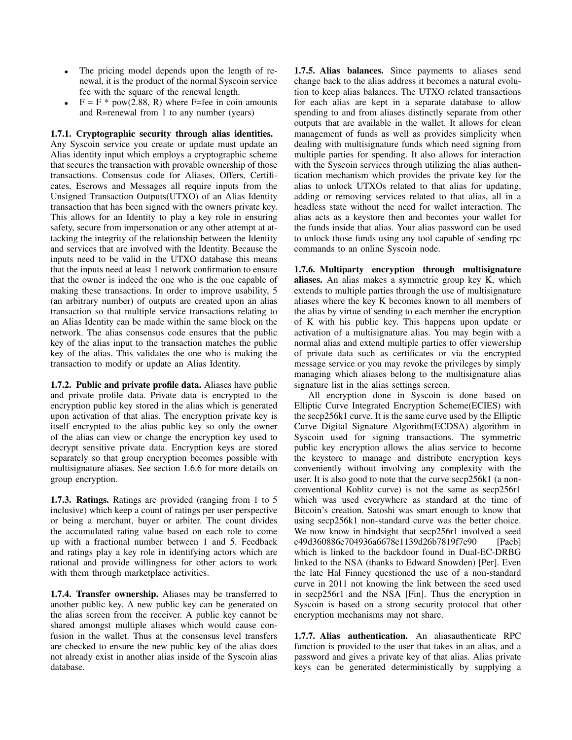- The pricing model depends upon the length of renewal, it is the product of the normal Syscoin service fee with the square of the renewal length.
- F = F * pow(2.88, R) where F=fee in coin amounts and R=renewal from 1 to any number (years)

### 1.7.1. Cryptographic security through alias identities.

Any Syscoin service you create or update must update an Alias identity input which employs a cryptographic scheme that secures the transaction with provable ownership of those transactions. Consensus code for Aliases, Offers, Certificates, Escrows and Messages all require inputs from the Unsigned Transaction Outputs(UTXO) of an Alias Identity transaction that has been signed with the owners private key. This allows for an Identity to play a key role in ensuring safety, secure from impersonation or any other attempt at attacking the integrity of the relationship between the Identity and services that are involved with the Identity. Because the inputs need to be valid in the UTXO database this means that the inputs need at least 1 network confirmation to ensure that the owner is indeed the one who is the one capable of making these transactions. In order to improve usability, 5 (an arbitrary number) of outputs are created upon an alias transaction so that multiple service transactions relating to an Alias Identity can be made within the same block on the network. The alias consensus code ensures that the public key of the alias input to the transaction matches the public key of the alias. This validates the one who is making the transaction to modify or update an Alias Identity.

### 1.7.2. Public and private profile data.

Aliases have public and private profile data. Private data is encrypted to the encryption public key stored in the alias which is generated upon activation of that alias. The encryption private key is itself encrypted to the alias public key so only the owner of the alias can view or change the encryption key used to decrypt sensitive private data. Encryption keys are stored separately so that group encryption becomes possible with multisignature aliases. See section 1.6.6 for more details on group encryption.

### 1.7.3. Ratings.

Ratings are provided (ranging from 1 to 5 inclusive) which keep a count of ratings per user perspective or being a merchant, buyer or arbiter. The count divides the accumulated rating value based on each role to come up with a fractional number between 1 and 5. Feedback and ratings play a key role in identifying actors which are rational and provide willingness for other actors to work with them through marketplace activities.

### 1.7.4. Transfer ownership.

Aliases may be transferred to another public key. A new public key can be generated on the alias screen from the receiver. A public key cannot be shared amongst multiple aliases which would cause confusion in the wallet. Thus at the consensus level transfers are checked to ensure the new public key of the alias does not already exist in another alias inside of the Syscoin alias database.

### 1.7.5. Alias balances.

Since payments to aliases send change back to the alias address it becomes a natural evolution to keep alias balances. The UTXO related transactions for each alias are kept in a separate database to allow spending to and from aliases distinctly separate from other outputs that are available in the wallet. It allows for clean management of funds as well as provides simplicity when dealing with multisignature funds which need signing from multiple parties for spending. It also allows for interaction with the Syscoin services through utilizing the alias authentication mechanism which provides the private key for the alias to unlock UTXOs related to that alias for updating, adding or removing services related to that alias, all in a headless state without the need for wallet interaction. The alias acts as a keystore then and becomes your wallet for the funds inside that alias. Your alias password can be used to unlock those funds using any tool capable of sending rpc commands to an online Syscoin node.

### 1.7.6. Multiparty encryption through multisignature aliases.

An alias makes a symmetric group key K, which extends to multiple parties through the use of multisignature aliases where the key K becomes known to all members of the alias by virtue of sending to each member the encryption of K with his public key. This happens upon update or activation of a multisignature alias. You may begin with a normal alias and extend multiple parties to offer viewership of private data such as certificates or via the encrypted message service or you may revoke the privileges by simply managing which aliases belong to the multisignature alias signature list in the alias settings screen.

All encryption done in Syscoin is done based on Elliptic Curve Integrated Encryption Scheme(ECIES) with the secp256k1 curve. It is the same curve used by the Elliptic Curve Digital Signature Algorithm(ECDSA) algorithm in Syscoin used for signing transactions. The symmetric public key encryption allows the alias service to become the keystore to manage and distribute encryption keys conveniently without involving any complexity with the user. It is also good to note that the curve secp256k1 (a non-conventional Koblitz curve) is not the same as secp256r1 which was used everywhere as standard at the time of Bitcoin's creation. Satoshi was smart enough to know that using secp256k1 non-standard curve was the better choice. We now know in hindsight that secp256r1 involved a seed c49d360886e704936a6678e1139d26b7819f7e90 [Pacb] which is linked to the backdoor found in Dual-EC-DRBG linked to the NSA (thanks to Edward Snowden) [Per]. Even the late Hal Finney questioned the use of a non-standard curve in 2011 not knowing the link between the seed used in secp256r1 and the NSA [Fin]. Thus the encryption in Syscoin is based on a strong security protocol that other encryption mechanisms may not share.

### 1.7.7. Alias authentication.

An aliasauthenticate RPC function is provided to the user that takes in an alias, and a password and gives a private key of that alias. Alias private keys can be generated deterministically by supplying a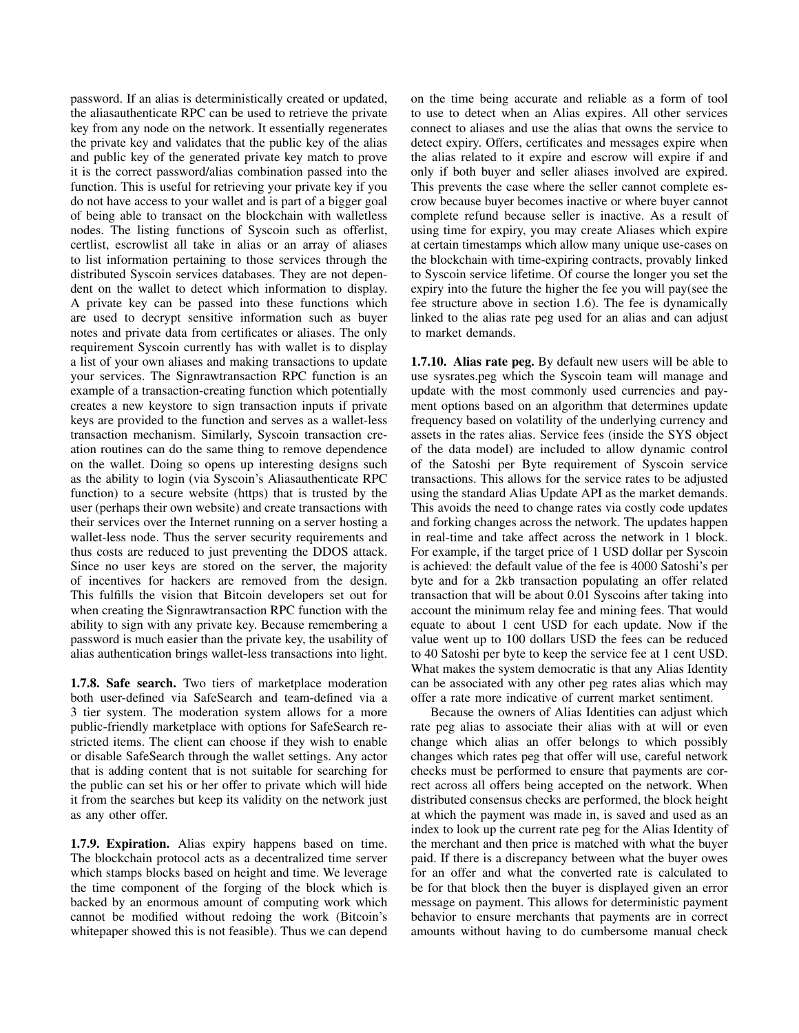password. If an alias is deterministically created or updated, the aliasauthenticate RPC can be used to retrieve the private key from any node on the network. It essentially regenerates the private key and validates that the public key of the alias and public key of the generated private key match to prove it is the correct password/alias combination passed into the function. This is useful for retrieving your private key if you do not have access to your wallet and is part of a bigger goal of being able to transact on the blockchain with walletless nodes. The listing functions of Syscoin such as offerlist, certlist, escrowlist all take in alias or an array of aliases to list information pertaining to those services through the distributed Syscoin services databases. They are not dependent on the wallet to detect which information to display. A private key can be passed into these functions which are used to decrypt sensitive information such as buyer notes and private data from certificates or aliases. The only requirement Syscoin currently has with wallet is to display a list of your own aliases and making transactions to update your services. The Signrawtransaction RPC function is an example of a transaction-creating function which potentially creates a new keystore to sign transaction inputs if private keys are provided to the function and serves as a wallet-less transaction mechanism. Similarly, Syscoin transaction creation routines can do the same thing to remove dependence on the wallet. Doing so opens up interesting designs such as the ability to login (via Syscoin's Aliasauthenticate RPC function) to a secure website (https) that is trusted by the user (perhaps their own website) and create transactions with their services over the Internet running on a server hosting a wallet-less node. Thus the server security requirements and thus costs are reduced to just preventing the DDOS attack. Since no user keys are stored on the server, the majority of incentives for hackers are removed from the design. This fulfills the vision that Bitcoin developers set out for when creating the Signrawtransaction RPC function with the ability to sign with any private key. Because remembering a password is much easier than the private key, the usability of alias authentication brings wallet-less transactions into light.

**1.7.8. Safe search.** Two tiers of marketplace moderation both user-defined via SafeSearch and team-defined via a 3 tier system. The moderation system allows for a more public-friendly marketplace with options for SafeSearch restricted items. The client can choose if they wish to enable or disable SafeSearch through the wallet settings. Any actor that is adding content that is not suitable for searching for the public can set his or her offer to private which will hide it from the searches but keep its validity on the network just as any other offer.

**1.7.9. Expiration.** Alias expiry happens based on time. The blockchain protocol acts as a decentralized time server which stamps blocks based on height and time. We leverage the time component of the forging of the block which is backed by an enormous amount of computing work which cannot be modified without redoing the work (Bitcoin's whitepaper showed this is not feasible). Thus we can depend on the time being accurate and reliable as a form of tool to use to detect when an Alias expires. All other services connect to aliases and use the alias that owns the service to detect expiry. Offers, certificates and messages expire when the alias related to it expire and escrow will expire if and only if both buyer and seller aliases involved are expired. This prevents the case where the seller cannot complete escrow because buyer becomes inactive or where buyer cannot complete refund because seller is inactive. As a result of using time for expiry, you may create Aliases which expire at certain timestamps which allow many unique use-cases on the blockchain with time-expiring contracts, provably linked to Syscoin service lifetime. Of course the longer you set the expiry into the future the higher the fee you will pay(see the fee structure above in section 1.6). The fee is dynamically linked to the alias rate peg used for an alias and can adjust to market demands.

**1.7.10. Alias rate peg.** By default new users will be able to use sysrates.peg which the Syscoin team will manage and update with the most commonly used currencies and payment options based on an algorithm that determines update frequency based on volatility of the underlying currency and assets in the rates alias. Service fees (inside the SYS object of the data model) are included to allow dynamic control of the Satoshi per Byte requirement of Syscoin service transactions. This allows for the service rates to be adjusted using the standard Alias Update API as the market demands. This avoids the need to change rates via costly code updates and forking changes across the network. The updates happen in real-time and take affect across the network in 1 block. For example, if the target price of 1 USD dollar per Syscoin is achieved: the default value of the fee is 4000 Satoshi's per byte and for a 2kb transaction populating an offer related transaction that will be about 0.01 Syscoins after taking into account the minimum relay fee and mining fees. That would equate to about 1 cent USD for each update. Now if the value went up to 100 dollars USD the fees can be reduced to 40 Satoshi per byte to keep the service fee at 1 cent USD. What makes the system democratic is that any Alias Identity can be associated with any other peg rates alias which may offer a rate more indicative of current market sentiment.

Because the owners of Alias Identities can adjust which rate peg alias to associate their alias with at will or even change which alias an offer belongs to which possibly changes which rates peg that offer will use, careful network checks must be performed to ensure that payments are correct across all offers being accepted on the network. When distributed consensus checks are performed, the block height at which the payment was made in, is saved and used as an index to look up the current rate peg for the Alias Identity of the merchant and then price is matched with what the buyer paid. If there is a discrepancy between what the buyer owes for an offer and what the converted rate is calculated to be for that block then the buyer is displayed given an error message on payment. This allows for deterministic payment behavior to ensure merchants that payments are in correct amounts without having to do cumbersome manual check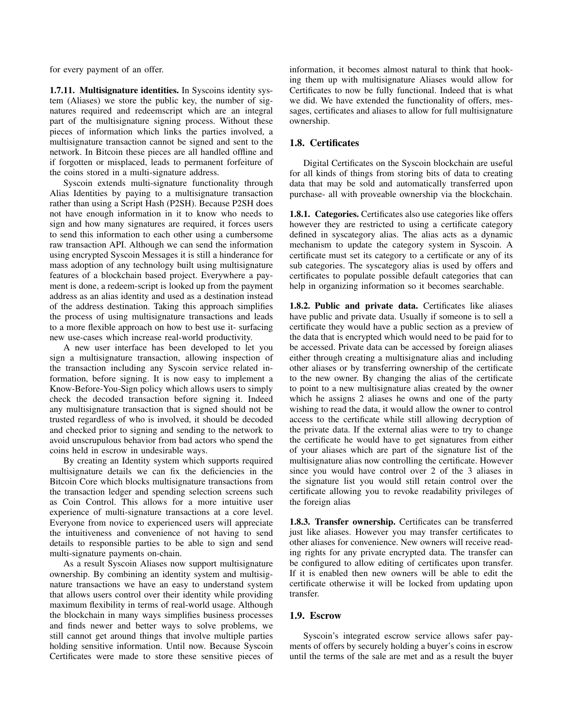for every payment of an offer.

**1.7.11. Multisignature identities.** In Syscoins identity system (Aliases) we store the public key, the number of signatures required and redeemscript which are an integral part of the multisignature signing process. Without these pieces of information which links the parties involved, a multisignature transaction cannot be signed and sent to the network. In Bitcoin these pieces are all handled offline and if forgotten or misplaced, leads to permanent forfeiture of the coins stored in a multi-signature address.

Syscoin extends multi-signature functionality through Alias Identities by paying to a multisignature transaction rather than using a Script Hash (P2SH). Because P2SH does not have enough information in it to know who needs to sign and how many signatures are required, it forces users to send this information to each other using a cumbersome raw transaction API. Although we can send the information using encrypted Syscoin Messages it is still a hinderance for mass adoption of any technology built using multisignature features of a blockchain based project. Everywhere a payment is done, a redeem-script is looked up from the payment address as an alias identity and used as a destination instead of the address destination. Taking this approach simplifies the process of using multisignature transactions and leads to a more flexible approach on how to best use it- surfacing new use-cases which increase real-world productivity.

A new user interface has been developed to let you sign a multisignature transaction, allowing inspection of the transaction including any Syscoin service related information, before signing. It is now easy to implement a Know-Before-You-Sign policy which allows users to simply check the decoded transaction before signing it. Indeed any multisignature transaction that is signed should not be trusted regardless of who is involved, it should be decoded and checked prior to signing and sending to the network to avoid unscrupulous behavior from bad actors who spend the coins held in escrow in undesirable ways.

By creating an Identity system which supports required multisignature details we can fix the deficiencies in the Bitcoin Core which blocks multisignature transactions from the transaction ledger and spending selection screens such as Coin Control. This allows for a more intuitive user experience of multi-signature transactions at a core level. Everyone from novice to experienced users will appreciate the intuitiveness and convenience of not having to send details to responsible parties to be able to sign and send multi-signature payments on-chain.

As a result Syscoin Aliases now support multisignature ownership. By combining an identity system and multisignature transactions we have an easy to understand system that allows users control over their identity while providing maximum flexibility in terms of real-world usage. Although the blockchain in many ways simplifies business processes and finds newer and better ways to solve problems, we still cannot get around things that involve multiple parties holding sensitive information. Until now. Because Syscoin Certificates were made to store these sensitive pieces of information, it becomes almost natural to think that hooking them up with multisignature Aliases would allow for Certificates to now be fully functional. Indeed that is what we did. We have extended the functionality of offers, messages, certificates and aliases to allow for full multisignature ownership.

## 1.8. Certificates

Digital Certificates on the Syscoin blockchain are useful for all kinds of things from storing bits of data to creating data that may be sold and automatically transferred upon purchase- all with proveable ownership via the blockchain.

**1.8.1. Categories.** Certificates also use categories like offers however they are restricted to using a certificate category defined in syscategory alias. The alias acts as a dynamic mechanism to update the category system in Syscoin. A certificate must set its category to a certificate or any of its sub categories. The syscategory alias is used by offers and certificates to populate possible default categories that can help in organizing information so it becomes searchable.

**1.8.2. Public and private data.** Certificates like aliases have public and private data. Usually if someone is to sell a certificate they would have a public section as a preview of the data that is encrypted which would need to be paid for to be accessed. Private data can be accessed by foreign aliases either through creating a multisignature alias and including other aliases or by transferring ownership of the certificate to the new owner. By changing the alias of the certificate to point to a new multisignature alias created by the owner which he assigns 2 aliases he owns and one of the party wishing to read the data, it would allow the owner to control access to the certificate while still allowing decryption of the private data. If the external alias were to try to change the certificate he would have to get signatures from either of your aliases which are part of the signature list of the multisignature alias now controlling the certificate. However since you would have control over 2 of the 3 aliases in the signature list you would still retain control over the certificate allowing you to revoke readability privileges of the foreign alias

**1.8.3. Transfer ownership.** Certificates can be transferred just like aliases. However you may transfer certificates to other aliases for convenience. New owners will receive reading rights for any private encrypted data. The transfer can be configured to allow editing of certificates upon transfer. If it is enabled then new owners will be able to edit the certificate otherwise it will be locked from updating upon transfer.

## 1.9. Escrow

Syscoin's integrated escrow service allows safer payments of offers by securely holding a buyer's coins in escrow until the terms of the sale are met and as a result the buyer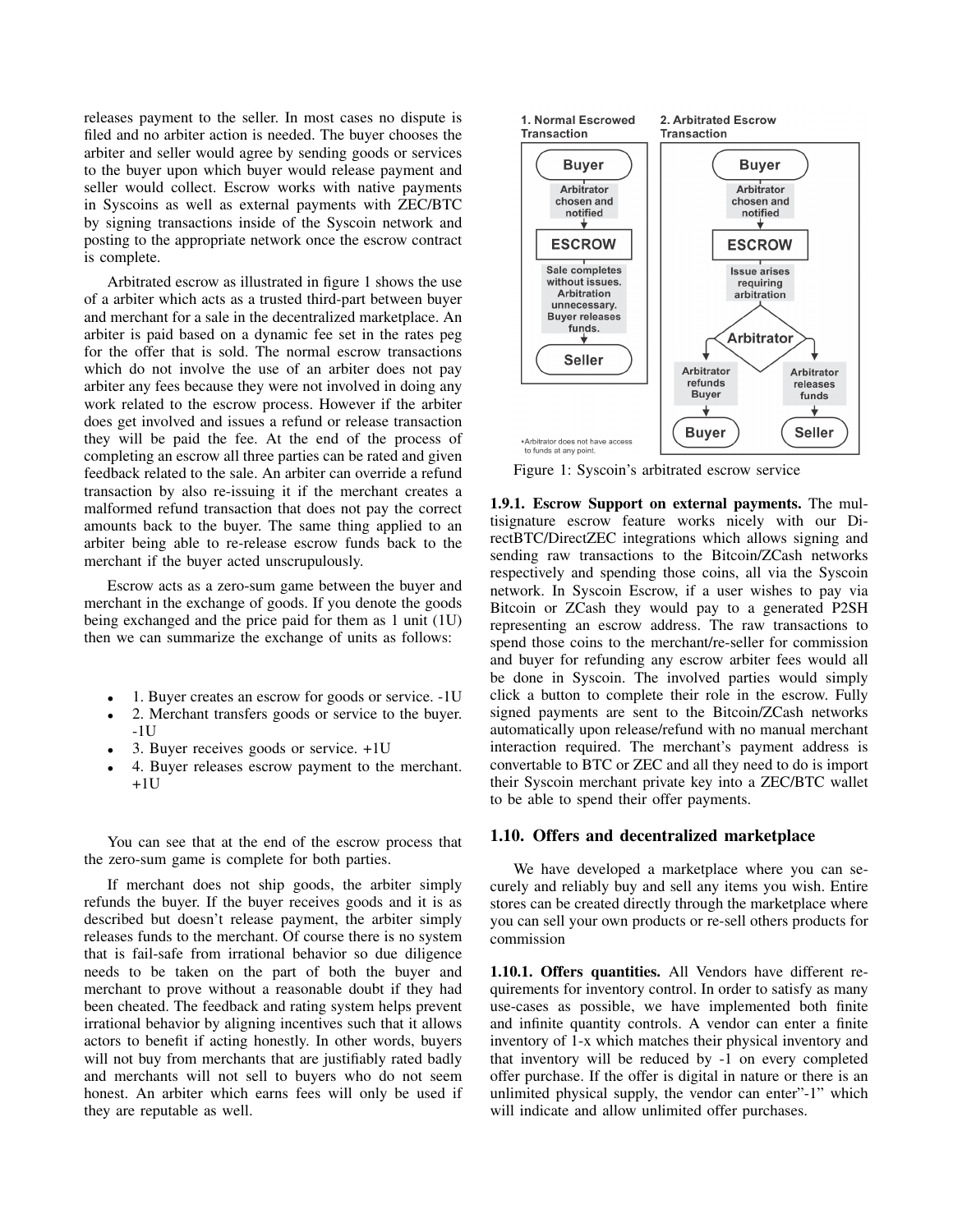releases payment to the seller. In most cases no dispute is filed and no arbiter action is needed. The buyer chooses the arbiter and seller would agree by sending goods or services to the buyer upon which buyer would release payment and seller would collect. Escrow works with native payments in Syscoins as well as external payments with ZEC/BTC by signing transactions inside of the Syscoin network and posting to the appropriate network once the escrow contract is complete.

Arbitrated escrow as illustrated in figure 1 shows the use of a arbiter which acts as a trusted third-part between buyer and merchant for a sale in the decentralized marketplace. An arbiter is paid based on a dynamic fee set in the rates peg for the offer that is sold. The normal escrow transactions which do not involve the use of an arbiter does not pay arbiter any fees because they were not involved in doing any work related to the escrow process. However if the arbiter does get involved and issues a refund or release transaction they will be paid the fee. At the end of the process of completing an escrow all three parties can be rated and given feedback related to the sale. An arbiter can override a refund transaction by also re-issuing it if the merchant creates a malformed refund transaction that does not pay the correct amounts back to the buyer. The same thing applied to an arbiter being able to re-release escrow funds back to the merchant if the buyer acted unscrupulously.

Escrow acts as a zero-sum game between the buyer and merchant in the exchange of goods. If you denote the goods being exchanged and the price paid for them as 1 unit (1U) then we can summarize the exchange of units as follows:

- 1. Buyer creates an escrow for goods or service. -1U
- 2. Merchant transfers goods or service to the buyer. -1U
- 3. Buyer receives goods or service. +1U
- 4. Buyer releases escrow payment to the merchant. +1U

You can see that at the end of the escrow process that the zero-sum game is complete for both parties.

If merchant does not ship goods, the arbiter simply refunds the buyer. If the buyer receives goods and it is as described but doesn't release payment, the arbiter simply releases funds to the merchant. Of course there is no system that is fail-safe from irrational behavior so due diligence needs to be taken on the part of both the buyer and merchant to prove without a reasonable doubt if they had been cheated. The feedback and rating system helps prevent irrational behavior by aligning incentives such that it allows actors to benefit if acting honestly. In other words, buyers will not buy from merchants that are justifiably rated badly and merchants will not sell to buyers who do not seem honest. An arbiter which earns fees will only be used if they are reputable as well.

Figure 1: Syscoin's arbitrated escrow service

**1.9.1. Escrow Support on external payments.** The multisignature escrow feature works nicely with our DirectBTC/DirectZEC integrations which allows signing and sending raw transactions to the Bitcoin/ZCash networks respectively and spending those coins, all via the Syscoin network. In Syscoin Escrow, if a user wishes to pay via Bitcoin or ZCash they would pay to a generated P2SH representing an escrow address. The raw transactions to spend those coins to the merchant/re-seller for commission and buyer for refunding any escrow arbiter fees would all be done in Syscoin. The involved parties would simply click a button to complete their role in the escrow. Fully signed payments are sent to the Bitcoin/ZCash networks automatically upon release/refund with no manual merchant interaction required. The merchant's payment address is convertable to BTC or ZEC and all they need to do is import their Syscoin merchant private key into a ZEC/BTC wallet to be able to spend their offer payments.

## 1.10. Offers and decentralized marketplace

We have developed a marketplace where you can securely and reliably buy and sell any items you wish. Entire stores can be created directly through the marketplace where you can sell your own products or re-sell others products for commission

**1.10.1. Offers quantities.** All Vendors have different requirements for inventory control. In order to satisfy as many use-cases as possible, we have implemented both finite and infinite quantity controls. A vendor can enter a finite inventory of 1-x which matches their physical inventory and that inventory will be reduced by -1 on every completed offer purchase. If the offer is digital in nature or there is an unlimited physical supply, the vendor can enter"-1" which will indicate and allow unlimited offer purchases.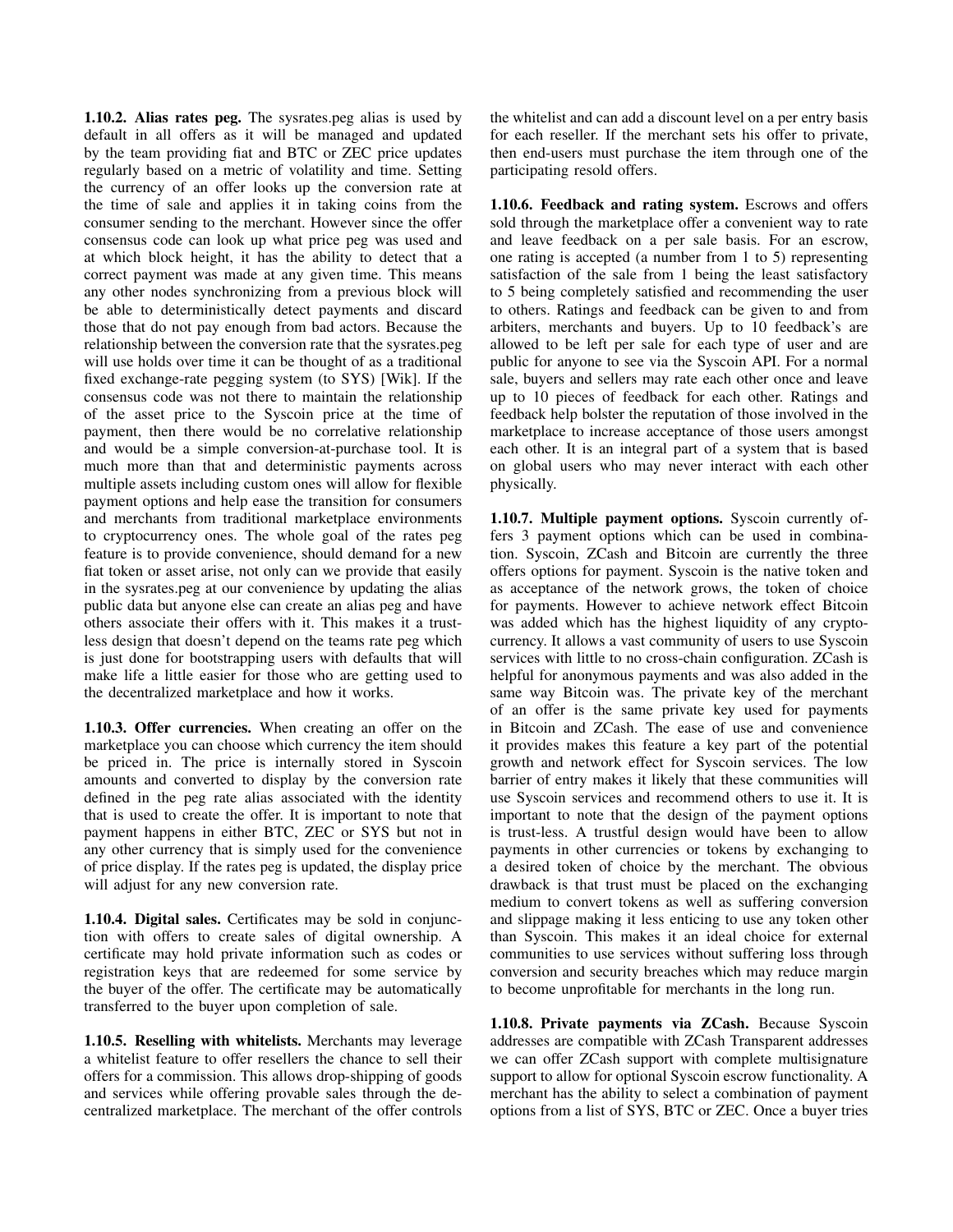**1.10.2. Alias rates peg.** The sysrates.peg alias is used by default in all offers as it will be managed and updated by the team providing fiat and BTC or ZEC price updates regularly based on a metric of volatility and time. Setting the currency of an offer looks up the conversion rate at the time of sale and applies it in taking coins from the consumer sending to the merchant. However since the offer consensus code can look up what price peg was used and at which block height, it has the ability to detect that a correct payment was made at any given time. This means any other nodes synchronizing from a previous block will be able to deterministically detect payments and discard those that do not pay enough from bad actors. Because the relationship between the conversion rate that the sysrates.peg will use holds over time it can be thought of as a traditional fixed exchange-rate pegging system (to SYS) [Wik]. If the consensus code was not there to maintain the relationship of the asset price to the Syscoin price at the time of payment, then there would be no correlative relationship and would be a simple conversion-at-purchase tool. It is much more than that and deterministic payments across multiple assets including custom ones will allow for flexible payment options and help ease the transition for consumers and merchants from traditional marketplace environments to cryptocurrency ones. The whole goal of the rates peg feature is to provide convenience, should demand for a new fiat token or asset arise, not only can we provide that easily in the sysrates.peg at our convenience by updating the alias public data but anyone else can create an alias peg and have others associate their offers with it. This makes it a trustless design that doesn't depend on the teams rate peg which is just done for bootstrapping users with defaults that will make life a little easier for those who are getting used to the decentralized marketplace and how it works.

**1.10.3. Offer currencies.** When creating an offer on the marketplace you can choose which currency the item should be priced in. The price is internally stored in Syscoin amounts and converted to display by the conversion rate defined in the peg rate alias associated with the identity that is used to create the offer. It is important to note that payment happens in either BTC, ZEC or SYS but not in any other currency that is simply used for the convenience of price display. If the rates peg is updated, the display price will adjust for any new conversion rate.

**1.10.4. Digital sales.** Certificates may be sold in conjunction with offers to create sales of digital ownership. A certificate may hold private information such as codes or registration keys that are redeemed for some service by the buyer of the offer. The certificate may be automatically transferred to the buyer upon completion of sale.

**1.10.5. Reselling with whitelists.** Merchants may leverage a whitelist feature to offer resellers the chance to sell their offers for a commission. This allows drop-shipping of goods and services while offering provable sales through the decentralized marketplace. The merchant of the offer controls the whitelist and can add a discount level on a per entry basis for each reseller. If the merchant sets his offer to private, then end-users must purchase the item through one of the participating resold offers.

**1.10.6. Feedback and rating system.** Escrows and offers sold through the marketplace offer a convenient way to rate and leave feedback on a per sale basis. For an escrow, one rating is accepted (a number from 1 to 5) representing satisfaction of the sale from 1 being the least satisfactory to 5 being completely satisfied and recommending the user to others. Ratings and feedback can be given to and from arbiters, merchants and buyers. Up to 10 feedback's are allowed to be left per sale for each type of user and are public for anyone to see via the Syscoin API. For a normal sale, buyers and sellers may rate each other once and leave up to 10 pieces of feedback for each other. Ratings and feedback help bolster the reputation of those involved in the marketplace to increase acceptance of those users amongst each other. It is an integral part of a system that is based on global users who may never interact with each other physically.

**1.10.7. Multiple payment options.** Syscoin currently offers 3 payment options which can be used in combination. Syscoin, ZCash and Bitcoin are currently the three offers options for payment. Syscoin is the native token and as acceptance of the network grows, the token of choice for payments. However to achieve network effect Bitcoin was added which has the highest liquidity of any cryptocurrency. It allows a vast community of users to use Syscoin services with little to no cross-chain configuration. ZCash is helpful for anonymous payments and was also added in the same way Bitcoin was. The private key of the merchant of an offer is the same private key used for payments in Bitcoin and ZCash. The ease of use and convenience it provides makes this feature a key part of the potential growth and network effect for Syscoin services. The low barrier of entry makes it likely that these communities will use Syscoin services and recommend others to use it. It is important to note that the design of the payment options is trust-less. A trustful design would have been to allow payments in other currencies or tokens by exchanging to a desired token of choice by the merchant. The obvious drawback is that trust must be placed on the exchanging medium to convert tokens as well as suffering conversion and slippage making it less enticing to use any token other than Syscoin. This makes it an ideal choice for external communities to use services without suffering loss through conversion and security breaches which may reduce margin to become unprofitable for merchants in the long run.

**1.10.8. Private payments via ZCash.** Because Syscoin addresses are compatible with ZCash Transparent addresses we can offer ZCash support with complete multisignature support to allow for optional Syscoin escrow functionality. A merchant has the ability to select a combination of payment options from a list of SYS, BTC or ZEC. Once a buyer tries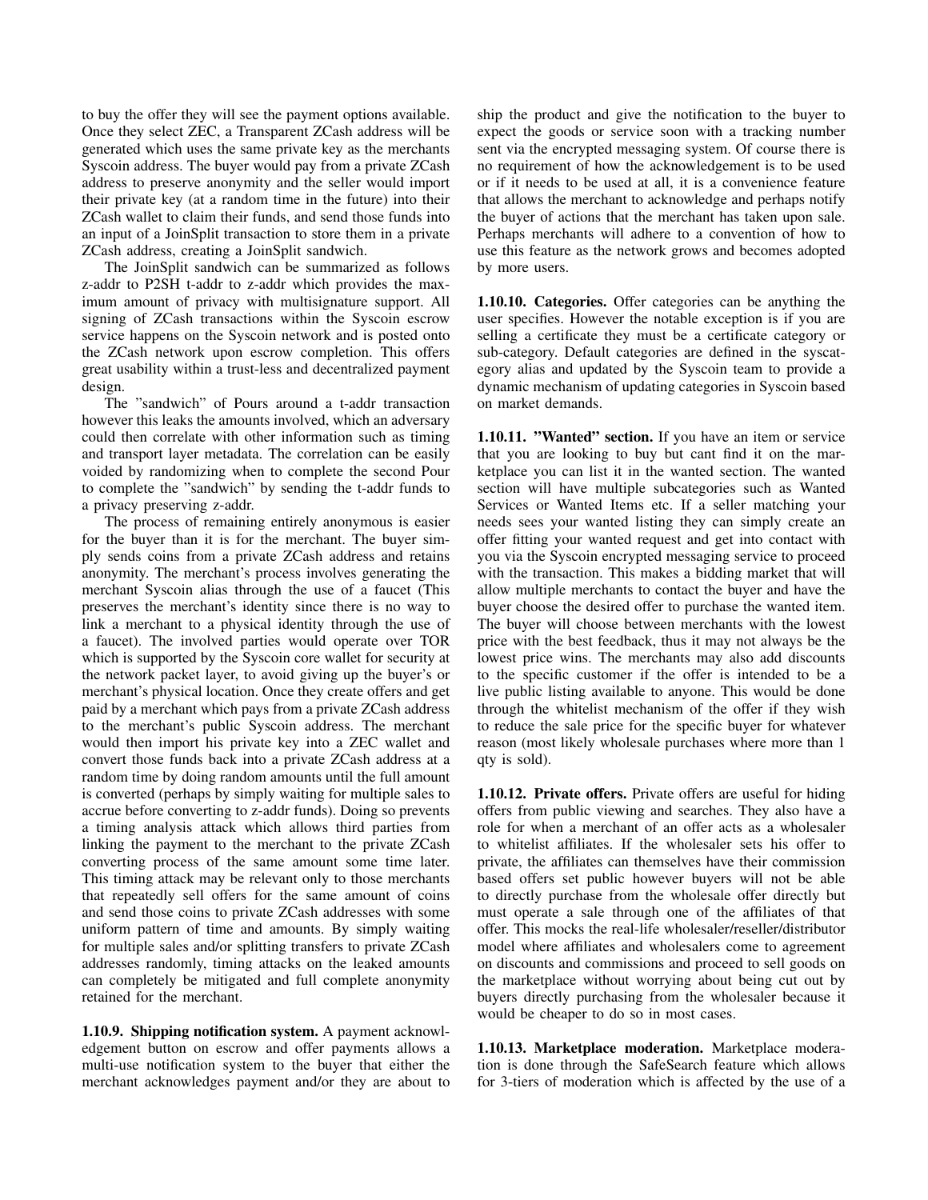to buy the offer they will see the payment options available. Once they select ZEC, a Transparent ZCash address will be generated which uses the same private key as the merchants Syscoin address. The buyer would pay from a private ZCash address to preserve anonymity and the seller would import their private key (at a random time in the future) into their ZCash wallet to claim their funds, and send those funds into an input of a JoinSplit transaction to store them in a private ZCash address, creating a JoinSplit sandwich.

The JoinSplit sandwich can be summarized as follows z-addr to P2SH t-addr to z-addr which provides the maximum amount of privacy with multisignature support. All signing of ZCash transactions within the Syscoin escrow service happens on the Syscoin network and is posted onto the ZCash network upon escrow completion. This offers great usability within a trust-less and decentralized payment design.

The "sandwich" of Pours around a t-addr transaction however this leaks the amounts involved, which an adversary could then correlate with other information such as timing and transport layer metadata. The correlation can be easily voided by randomizing when to complete the second Pour to complete the "sandwich" by sending the t-addr funds to a privacy preserving z-addr.

The process of remaining entirely anonymous is easier for the buyer than it is for the merchant. The buyer simply sends coins from a private ZCash address and retains anonymity. The merchant's process involves generating the merchant Syscoin alias through the use of a faucet (This preserves the merchant's identity since there is no way to link a merchant to a physical identity through the use of a faucet). The involved parties would operate over TOR which is supported by the Syscoin core wallet for security at the network packet layer, to avoid giving up the buyer's or merchant's physical location. Once they create offers and get paid by a merchant which pays from a private ZCash address to the merchant's public Syscoin address. The merchant would then import his private key into a ZEC wallet and convert those funds back into a private ZCash address at a random time by doing random amounts until the full amount is converted (perhaps by simply waiting for multiple sales to accrue before converting to z-addr funds). Doing so prevents a timing analysis attack which allows third parties from linking the payment to the merchant to the private ZCash converting process of the same amount some time later. This timing attack may be relevant only to those merchants that repeatedly sell offers for the same amount of coins and send those coins to private ZCash addresses with some uniform pattern of time and amounts. By simply waiting for multiple sales and/or splitting transfers to private ZCash addresses randomly, timing attacks on the leaked amounts can completely be mitigated and full complete anonymity retained for the merchant.

**1.10.9. Shipping notification system.** A payment acknowledgement button on escrow and offer payments allows a multi-use notification system to the buyer that either the merchant acknowledges payment and/or they are about to ship the product and give the notification to the buyer to expect the goods or service soon with a tracking number sent via the encrypted messaging system. Of course there is no requirement of how the acknowledgement is to be used or if it needs to be used at all, it is a convenience feature that allows the merchant to acknowledge and perhaps notify the buyer of actions that the merchant has taken upon sale. Perhaps merchants will adhere to a convention of how to use this feature as the network grows and becomes adopted by more users.

**1.10.10. Categories.** Offer categories can be anything the user specifies. However the notable exception is if you are selling a certificate they must be a certificate category or sub-category. Default categories are defined in the syscategory alias and updated by the Syscoin team to provide a dynamic mechanism of updating categories in Syscoin based on market demands.

**1.10.11. "Wanted" section.** If you have an item or service that you are looking to buy but cant find it on the marketplace you can list it in the wanted section. The wanted section will have multiple subcategories such as Wanted Services or Wanted Items etc. If a seller matching your needs sees your wanted listing they can simply create an offer fitting your wanted request and get into contact with you via the Syscoin encrypted messaging service to proceed with the transaction. This makes a bidding market that will allow multiple merchants to contact the buyer and have the buyer choose the desired offer to purchase the wanted item. The buyer will choose between merchants with the lowest price with the best feedback, thus it may not always be the lowest price wins. The merchants may also add discounts to the specific customer if the offer is intended to be a live public listing available to anyone. This would be done through the whitelist mechanism of the offer if they wish to reduce the sale price for the specific buyer for whatever reason (most likely wholesale purchases where more than 1 qty is sold).

**1.10.12. Private offers.** Private offers are useful for hiding offers from public viewing and searches. They also have a role for when a merchant of an offer acts as a wholesaler to whitelist affiliates. If the wholesaler sets his offer to private, the affiliates can themselves have their commission based offers set public however buyers will not be able to directly purchase from the wholesale offer directly but must operate a sale through one of the affiliates of that offer. This mocks the real-life wholesaler/reseller/distributor model where affiliates and wholesalers come to agreement on discounts and commissions and proceed to sell goods on the marketplace without worrying about being cut out by buyers directly purchasing from the wholesaler because it would be cheaper to do so in most cases.

**1.10.13. Marketplace moderation.** Marketplace moderation is done through the SafeSearch feature which allows for 3-tiers of moderation which is affected by the use of a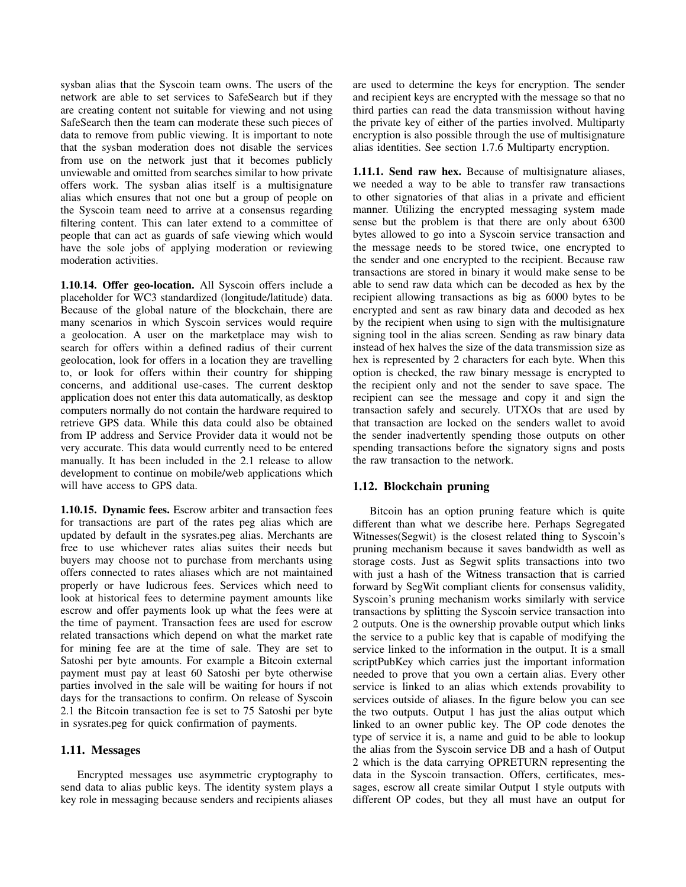sysban alias that the Syscoin team owns. The users of the network are able to set services to SafeSearch but if they are creating content not suitable for viewing and not using SafeSearch then the team can moderate these such pieces of data to remove from public viewing. It is important to note that the sysban moderation does not disable the services from use on the network just that it becomes publicly unviewable and omitted from searches similar to how private offers work. The sysban alias itself is a multisignature alias which ensures that not one but a group of people on the Syscoin team need to arrive at a consensus regarding filtering content. This can later extend to a committee of people that can act as guards of safe viewing which would have the sole jobs of applying moderation or reviewing moderation activities.

**1.10.14. Offer geo-location.** All Syscoin offers include a placeholder for WC3 standardized (longitude/latitude) data. Because of the global nature of the blockchain, there are many scenarios in which Syscoin services would require a geolocation. A user on the marketplace may wish to search for offers within a defined radius of their current geolocation, look for offers in a location they are travelling to, or look for offers within their country for shipping concerns, and additional use-cases. The current desktop application does not enter this data automatically, as desktop computers normally do not contain the hardware required to retrieve GPS data. While this data could also be obtained from IP address and Service Provider data it would not be very accurate. This data would currently need to be entered manually. It has been included in the 2.1 release to allow development to continue on mobile/web applications which will have access to GPS data.

**1.10.15. Dynamic fees.** Escrow arbiter and transaction fees for transactions are part of the rates peg alias which are updated by default in the sysrates.peg alias. Merchants are free to use whichever rates alias suites their needs but buyers may choose not to purchase from merchants using offers connected to rates aliases which are not maintained properly or have ludicrous fees. Services which need to look at historical fees to determine payment amounts like escrow and offer payments look up what the fees were at the time of payment. Transaction fees are used for escrow related transactions which depend on what the market rate for mining fee are at the time of sale. They are set to Satoshi per byte amounts. For example a Bitcoin external payment must pay at least 60 Satoshi per byte otherwise parties involved in the sale will be waiting for hours if not days for the transactions to confirm. On release of Syscoin 2.1 the Bitcoin transaction fee is set to 75 Satoshi per byte in sysrates.peg for quick confirmation of payments.

### 1.11. Messages

Encrypted messages use asymmetric cryptography to send data to alias public keys. The identity system plays a key role in messaging because senders and recipients aliases are used to determine the keys for encryption. The sender and recipient keys are encrypted with the message so that no third parties can read the data transmission without having the private key of either of the parties involved. Multiparty encryption is also possible through the use of multisignature alias identities. See section 1.7.6 Multiparty encryption.

**1.11.1. Send raw hex.** Because of multisignature aliases, we needed a way to be able to transfer raw transactions to other signatories of that alias in a private and efficient manner. Utilizing the encrypted messaging system made sense but the problem is that there are only about 6300 bytes allowed to go into a Syscoin service transaction and the message needs to be stored twice, one encrypted to the sender and one encrypted to the recipient. Because raw transactions are stored in binary it would make sense to be able to send raw data which can be decoded as hex by the recipient allowing transactions as big as 6000 bytes to be encrypted and sent as raw binary data and decoded as hex by the recipient when using to sign with the multisignature signing tool in the alias screen. Sending as raw binary data instead of hex halves the size of the data transmission size as hex is represented by 2 characters for each byte. When this option is checked, the raw binary message is encrypted to the recipient only and not the sender to save space. The recipient can see the message and copy it and sign the transaction safely and securely. UTXOs that are used by that transaction are locked on the senders wallet to avoid the sender inadvertently spending those outputs on other spending transactions before the signatory signs and posts the raw transaction to the network.

### 1.12. Blockchain pruning

Bitcoin has an option pruning feature which is quite different than what we describe here. Perhaps Segregated Witnesses(Segwit) is the closest related thing to Syscoin's pruning mechanism because it saves bandwidth as well as storage costs. Just as Segwit splits transactions into two with just a hash of the Witness transaction that is carried forward by SegWit compliant clients for consensus validity, Syscoin's pruning mechanism works similarly with service transactions by splitting the Syscoin service transaction into 2 outputs. One is the ownership provable output which links the service to a public key that is capable of modifying the service linked to the information in the output. It is a small scriptPubKey which carries just the important information needed to prove that you own a certain alias. Every other service is linked to an alias which extends provability to services outside of aliases. In the figure below you can see the two outputs. Output 1 has just the alias output which linked to an owner public key. The OP code denotes the type of service it is, a name and guid to be able to lookup the alias from the Syscoin service DB and a hash of Output 2 which is the data carrying OPRETURN representing the data in the Syscoin transaction. Offers, certificates, messages, escrow all create similar Output 1 style outputs with different OP codes, but they all must have an output for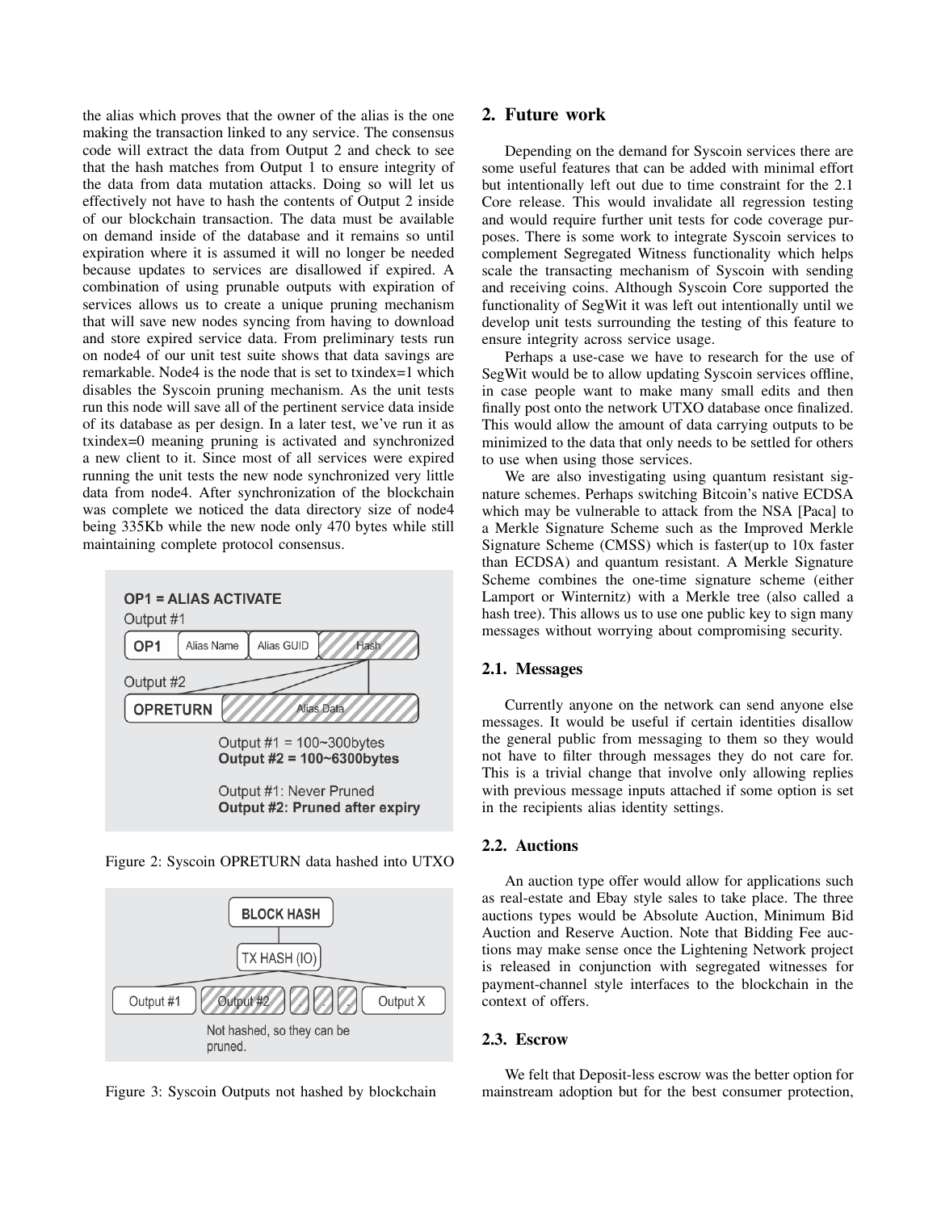the alias which proves that the owner of the alias is the one making the transaction linked to any service. The consensus code will extract the data from Output 2 and check to see that the hash matches from Output 1 to ensure integrity of the data from data mutation attacks. Doing so will let us effectively not have to hash the contents of Output 2 inside of our blockchain transaction. The data must be available on demand inside of the database and it remains so until expiration where it is assumed it will no longer be needed because updates to services are disallowed if expired. A combination of using prunable outputs with expiration of services allows us to create a unique pruning mechanism that will save new nodes syncing from having to download and store expired service data. From preliminary tests run on node4 of our unit test suite shows that data savings are remarkable. Node4 is the node that is set to txindex=1 which disables the Syscoin pruning mechanism. As the unit tests run this node will save all of the pertinent service data inside of its database as per design. In a later test, we've run it as txindex=0 meaning pruning is activated and synchronized a new client to it. Since most of all services were expired running the unit tests the new node synchronized very little data from node4. After synchronization of the blockchain was complete we noticed the data directory size of node4 being 335Kb while the new node only 470 bytes while still maintaining complete protocol consensus.

Figure 2: Syscoin OPRETURN data hashed into UTXO

Figure 3: Syscoin Outputs not hashed by blockchain

## 2. Future work

Depending on the demand for Syscoin services there are some useful features that can be added with minimal effort but intentionally left out due to time constraint for the 2.1 Core release. This would invalidate all regression testing and would require further unit tests for code coverage purposes. There is some work to integrate Syscoin services to complement Segregated Witness functionality which helps scale the transacting mechanism of Syscoin with sending and receiving coins. Although Syscoin Core supported the functionality of SegWit it was left out intentionally until we develop unit tests surrounding the testing of this feature to ensure integrity across service usage.

Perhaps a use-case we have to research for the use of SegWit would be to allow updating Syscoin services offline, in case people want to make many small edits and then finally post onto the network UTXO database once finalized. This would allow the amount of data carrying outputs to be minimized to the data that only needs to be settled for others to use when using those services.

We are also investigating using quantum resistant signature schemes. Perhaps switching Bitcoin's native ECDSA which may be vulnerable to attack from the NSA [Paca] to a Merkle Signature Scheme such as the Improved Merkle Signature Scheme (CMSS) which is faster(up to 10x faster than ECDSA) and quantum resistant. A Merkle Signature Scheme combines the one-time signature scheme (either Lamport or Winternitz) with a Merkle tree (also called a hash tree). This allows us to use one public key to sign many messages without worrying about compromising security.

### 2.1. Messages

Currently anyone on the network can send anyone else messages. It would be useful if certain identities disallow the general public from messaging to them so they would not have to filter through messages they do not care for. This is a trivial change that involve only allowing replies with previous message inputs attached if some option is set in the recipients alias identity settings.

### 2.2. Auctions

An auction type offer would allow for applications such as real-estate and Ebay style sales to take place. The three auctions types would be Absolute Auction, Minimum Bid Auction and Reserve Auction. Note that Bidding Fee auctions may make sense once the Lightening Network project is released in conjunction with segregated witnesses for payment-channel style interfaces to the blockchain in the context of offers.

### 2.3. Escrow

We felt that Deposit-less escrow was the better option for mainstream adoption but for the best consumer protection,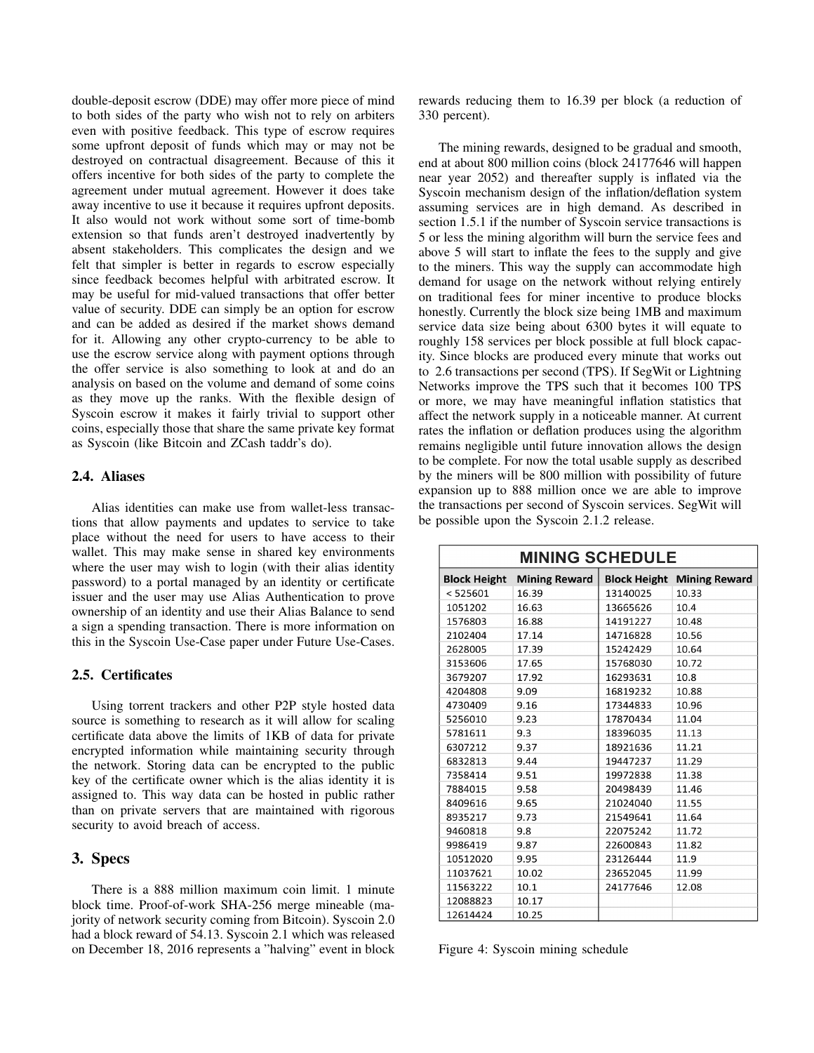double-deposit escrow (DDE) may offer more piece of mind to both sides of the party who wish not to rely on arbiters even with positive feedback. This type of escrow requires some upfront deposit of funds which may or may not be destroyed on contractual disagreement. Because of this it offers incentive for both sides of the party to complete the agreement under mutual agreement. However it does take away incentive to use it because it requires upfront deposits. It also would not work without some sort of time-bomb extension so that funds aren't destroyed inadvertently by absent stakeholders. This complicates the design and we felt that simpler is better in regards to escrow especially since feedback becomes helpful with arbitrated escrow. It may be useful for mid-valued transactions that offer better value of security. DDE can simply be an option for escrow and can be added as desired if the market shows demand for it. Allowing any other crypto-currency to be able to use the escrow service along with payment options through the offer service is also something to look at and do an analysis on based on the volume and demand of some coins as they move up the ranks. With the flexible design of Syscoin escrow it makes it fairly trivial to support other coins, especially those that share the same private key format as Syscoin (like Bitcoin and ZCash taddr's do).

### 2.4. Aliases

Alias identities can make use from wallet-less transactions that allow payments and updates to service to take place without the need for users to have access to their wallet. This may make sense in shared key environments where the user may wish to login (with their alias identity password) to a portal managed by an identity or certificate issuer and the user may use Alias Authentication to prove ownership of an identity and use their Alias Balance to send a sign a spending transaction. There is more information on this in the Syscoin Use-Case paper under Future Use-Cases.

### 2.5. Certificates

Using torrent trackers and other P2P style hosted data source is something to research as it will allow for scaling certificate data above the limits of 1KB of data for private encrypted information while maintaining security through the network. Storing data can be encrypted to the public key of the certificate owner which is the alias identity it is assigned to. This way data can be hosted in public rather than on private servers that are maintained with rigorous security to avoid breach of access.

## 3. Specs

There is a 888 million maximum coin limit. 1 minute block time. Proof-of-work SHA-256 merge mineable (majority of network security coming from Bitcoin). Syscoin 2.0 had a block reward of 54.13. Syscoin 2.1 which was released on December 18, 2016 represents a "halving" event in block rewards reducing them to 16.39 per block (a reduction of 330 percent).

The mining rewards, designed to be gradual and smooth, end at about 800 million coins (block 24177646 will happen near year 2052) and thereafter supply is inflated via the Syscoin mechanism design of the inflation/deflation system assuming services are in high demand. As described in section 1.5.1 if the number of Syscoin service transactions is 5 or less the mining algorithm will burn the service fees and above 5 will start to inflate the fees to the supply and give to the miners. This way the supply can accommodate high demand for usage on the network without relying entirely on traditional fees for miner incentive to produce blocks honestly. Currently the block size being 1MB and maximum service data size being about 6300 bytes it will equate to roughly 158 services per block possible at full block capacity. Since blocks are produced every minute that works out to 2.6 transactions per second (TPS). If SegWit or Lightning Networks improve the TPS such that it becomes 100 TPS or more, we may have meaningful inflation statistics that affect the network supply in a noticeable manner. At current rates the inflation or deflation produces using the algorithm remains negligible until future innovation allows the design to be complete. For now the total usable supply as described by the miners will be 800 million with possibility of future expansion up to 888 million once we are able to improve the transactions per second of Syscoin services. SegWit will be possible upon the Syscoin 2.1.2 release.

| MINING SCHEDULE | | | |
|---|---|---|---|
| **Block Height** | **Mining Reward** | **Block Height** | **Mining Reward** |
| < 525601 | 16.39 | 13140025 | 10.33 |
| 1051202 | 16.63 | 13665626 | 10.4 |
| 1576803 | 16.88 | 14191227 | 10.48 |
| 2102404 | 17.14 | 14716828 | 10.56 |
| 2628005 | 17.39 | 15242429 | 10.64 |
| 3153606 | 17.65 | 15768030 | 10.72 |
| 3679207 | 17.92 | 16293631 | 10.8 |
| 4204808 | 9.09 | 16819232 | 10.88 |
| 4730409 | 9.16 | 17344833 | 10.96 |
| 5256010 | 9.23 | 17870434 | 11.04 |
| 5781611 | 9.3 | 18396035 | 11.13 |
| 6307212 | 9.37 | 18921636 | 11.21 |
| 6832813 | 9.44 | 19447237 | 11.29 |
| 7358414 | 9.51 | 19972838 | 11.38 |
| 7884015 | 9.58 | 20498439 | 11.46 |
| 8409616 | 9.65 | 21024040 | 11.55 |
| 8935217 | 9.73 | 21549641 | 11.64 |
| 9460818 | 9.8 | 22075242 | 11.72 |
| 9986419 | 9.87 | 22600843 | 11.82 |
| 10512020 | 9.95 | 23126444 | 11.9 |
| 11037621 | 10.02 | 23652045 | 11.99 |
| 11563222 | 10.1 | 24177646 | 12.08 |
| 12088823 | 10.17 | | |
| 12614424 | 10.25 | | |

Figure 4: Syscoin mining schedule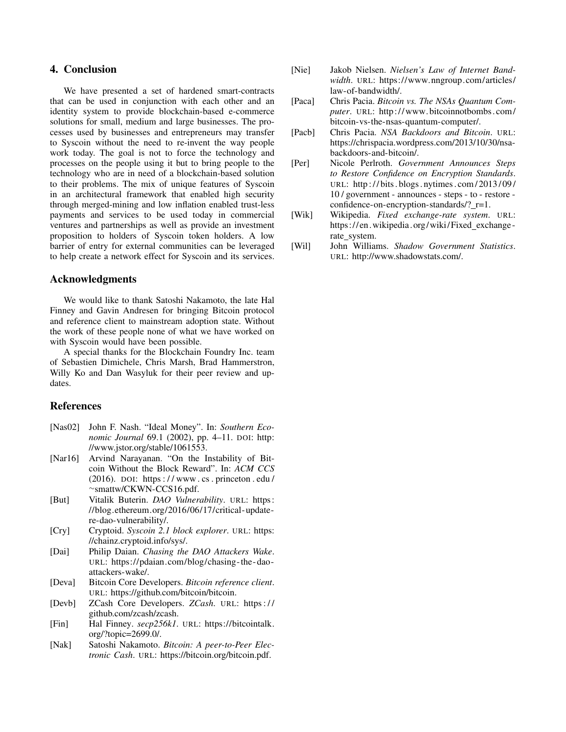## 4. Conclusion

We have presented a set of hardened smart-contracts that can be used in conjunction with each other and an identity system to provide blockchain-based e-commerce solutions for small, medium and large businesses. The processes used by businesses and entrepreneurs may transfer to Syscoin without the need to re-invent the way people work today. The goal is not to force the technology and processes on the people using it but to bring people to the technology who are in need of a blockchain-based solution to their problems. The mix of unique features of Syscoin in an architectural framework that enabled high security through merged-mining and low inflation enabled trust-less payments and services to be used today in commercial ventures and partnerships as well as provide an investment proposition to holders of Syscoin token holders. A low barrier of entry for external communities can be leveraged to help create a network effect for Syscoin and its services.

## Acknowledgments

We would like to thank Satoshi Nakamoto, the late Hal Finney and Gavin Andresen for bringing Bitcoin protocol and reference client to mainstream adoption state. Without the work of these people none of what we have worked on with Syscoin would have been possible.

A special thanks for the Blockchain Foundry Inc. team of Sebastien Dimichele, Chris Marsh, Brad Hammerstron, Willy Ko and Dan Wasyluk for their peer review and updates.

## References

[Nas02] John F. Nash. "Ideal Money". In: *Southern Economic Journal* 69.1 (2002), pp. 4–11. DOI: http://www.jstor.org/stable/1061553.

[Nar16] Arvind Narayanan. "On the Instability of Bitcoin Without the Block Reward". In: *ACM CCS* (2016). DOI: https://www.cs.princeton.edu/~smattw/CKWN-CCS16.pdf.

[But] Vitalik Buterin. *DAO Vulnerability*. URL: https://blog.ethereum.org/2016/06/17/critical-update-re-dao-vulnerability/.

[Cry] Cryptoid. *Syscoin 2.1 block explorer*. URL: https://chainz.cryptoid.info/sys/.

[Dai] Philip Daian. *Chasing the DAO Attackers Wake*. URL: https://pdaian.com/blog/chasing-the-dao-attackers-wake/.

[Deva] Bitcoin Core Developers. *Bitcoin reference client*. URL: https://github.com/bitcoin/bitcoin.

[Devb] ZCash Core Developers. *ZCash*. URL: https://github.com/zcash/zcash.

[Fin] Hal Finney. *secp256k1*. URL: https://bitcointalk.org/?topic=2699.0/.

[Nak] Satoshi Nakamoto. *Bitcoin: A peer-to-Peer Electronic Cash*. URL: https://bitcoin.org/bitcoin.pdf.

[Nie] Jakob Nielsen. *Nielsen's Law of Internet Bandwidth*. URL: https://www.nngroup.com/articles/law-of-bandwidth/.

[Paca] Chris Pacia. *Bitcoin vs. The NSAs Quantum Computer*. URL: http://www.bitcoinnotbombs.com/bitcoin-vs-the-nsas-quantum-computer/.

[Pacb] Chris Pacia. *NSA Backdoors and Bitcoin*. URL: https://chrispacia.wordpress.com/2013/10/30/nsa-backdoors-and-bitcoin/.

[Per] Nicole Perlroth. *Government Announces Steps to Restore Confidence on Encryption Standards*. URL: http://bits.blogs.nytimes.com/2013/09/10/government-announces-steps-to-restore-confidence-on-encryption-standards/?_r=1.

[Wik] Wikipedia. *Fixed exchange-rate system*. URL: https://en.wikipedia.org/wiki/Fixed_exchange-rate_system.

[Wil] John Williams. *Shadow Government Statistics*. URL: http://www.shadowstats.com/.